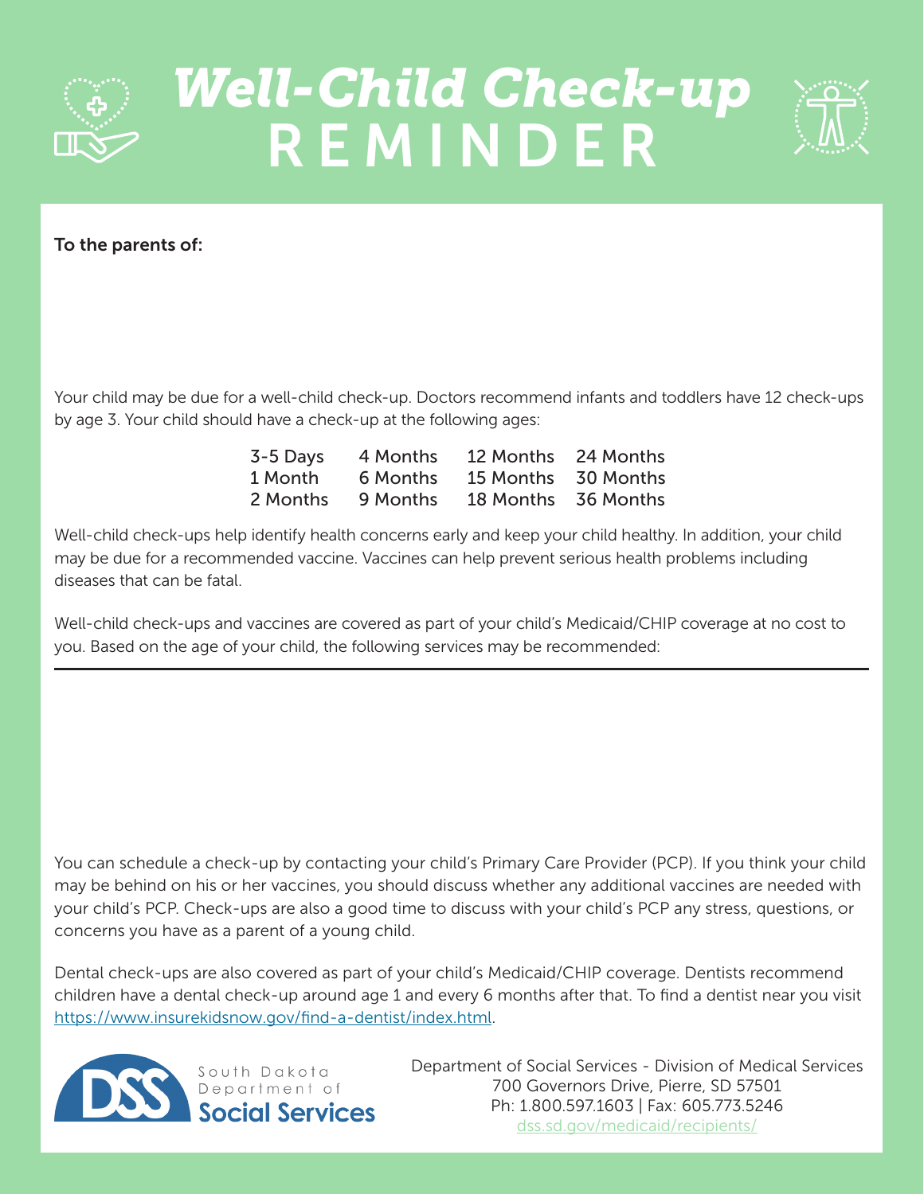# Well-Child Check-up REMINDER

**To the parents of:**

Your child may be due for a well-child check-up. Doctors recommend infants and toddlers have 12 check-ups by age 3. Your child should have a check-up at the following ages:

| | | | |
|---|---|---|---|
| 3-5 Days | 4 Months | 12 Months | 24 Months |
| 1 Month | 6 Months | 15 Months | 30 Months |
| 2 Months | 9 Months | 18 Months | 36 Months |

Well-child check-ups help identify health concerns early and keep your child healthy. In addition, your child may be due for a recommended vaccine. Vaccines can help prevent serious health problems including diseases that can be fatal.

Well-child check-ups and vaccines are covered as part of your child's Medicaid/CHIP coverage at no cost to you. Based on the age of your child, the following services may be recommended:

---

You can schedule a check-up by contacting your child's Primary Care Provider (PCP). If you think your child may be behind on his or her vaccines, you should discuss whether any additional vaccines are needed with your child's PCP. Check-ups are also a good time to discuss with your child's PCP any stress, questions, or concerns you have as a parent of a young child.

Dental check-ups are also covered as part of your child's Medicaid/CHIP coverage. Dentists recommend children have a dental check-up around age 1 and every 6 months after that. To find a dentist near you visit https://www.insurekidsnow.gov/find-a-dentist/index.html.

DSS South Dakota Department of Social Services

Department of Social Services - Division of Medical Services
700 Governors Drive, Pierre, SD 57501
Ph: 1.800.597.1603 | Fax: 605.773.5246
dss.sd.gov/medicaid/recipients/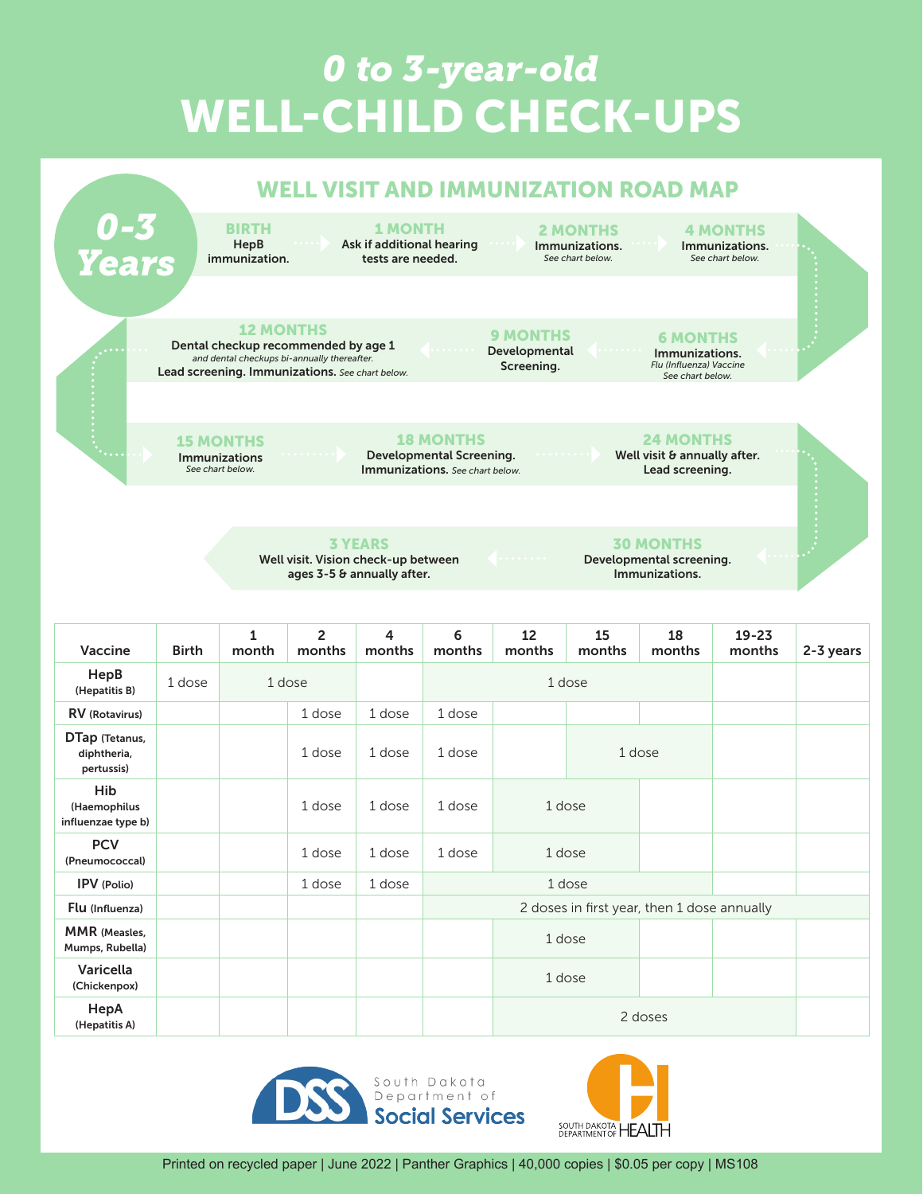# *0 to 3-year-old*

# WELL-CHILD CHECK-UPS

## WELL VISIT AND IMMUNIZATION ROAD MAP

**0-3 Years**

**BIRTH**
HepB immunization.

**1 MONTH**
Ask if additional hearing tests are needed.

**2 MONTHS**
Immunizations. *See chart below.*

**4 MONTHS**
Immunizations. *See chart below.*

**6 MONTHS**
Immunizations. *Flu (Influenza) Vaccine* *See chart below.*

**9 MONTHS**
Developmental Screening.

**12 MONTHS**
Dental checkup recommended by age 1 *and dental checkups bi-annually thereafter.*
Lead screening. Immunizations. *See chart below.*

**15 MONTHS**
Immunizations *See chart below.*

**18 MONTHS**
Developmental Screening. Immunizations. *See chart below.*

**24 MONTHS**
Well visit & annually after. Lead screening.

**30 MONTHS**
Developmental screening. Immunizations.

**3 YEARS**
Well visit. Vision check-up between ages 3-5 & annually after.

| Vaccine | Birth | 1 month | 2 months | 4 months | 6 months | 12 months | 15 months | 18 months | 19-23 months | 2-3 years |
|---|---|---|---|---|---|---|---|---|---|---|
| HepB (Hepatitis B) | 1 dose | 1 dose | | | 1 dose | | | | | |
| RV (Rotavirus) | | | 1 dose | 1 dose | 1 dose | | | | | |
| DTap (Tetanus, diphtheria, pertussis) | | | 1 dose | 1 dose | 1 dose | | 1 dose | | | |
| Hib (Haemophilus influenzae type b) | | | 1 dose | 1 dose | 1 dose | 1 dose | | | | |
| PCV (Pneumococcal) | | | 1 dose | 1 dose | 1 dose | 1 dose | | | | |
| IPV (Polio) | | | 1 dose | 1 dose | 1 dose | | | | | |
| Flu (Influenza) | | | | | 2 doses in first year, then 1 dose annually | | | | | |
| MMR (Measles, Mumps, Rubella) | | | | | | 1 dose | | | | |
| Varicella (Chickenpox) | | | | | | 1 dose | | | | |
| HepA (Hepatitis A) | | | | | | 2 doses | | | | |

South Dakota Department of Social Services

South Dakota Department of Health

Printed on recycled paper | June 2022 | Panther Graphics | 40,000 copies | $0.05 per copy | MS108